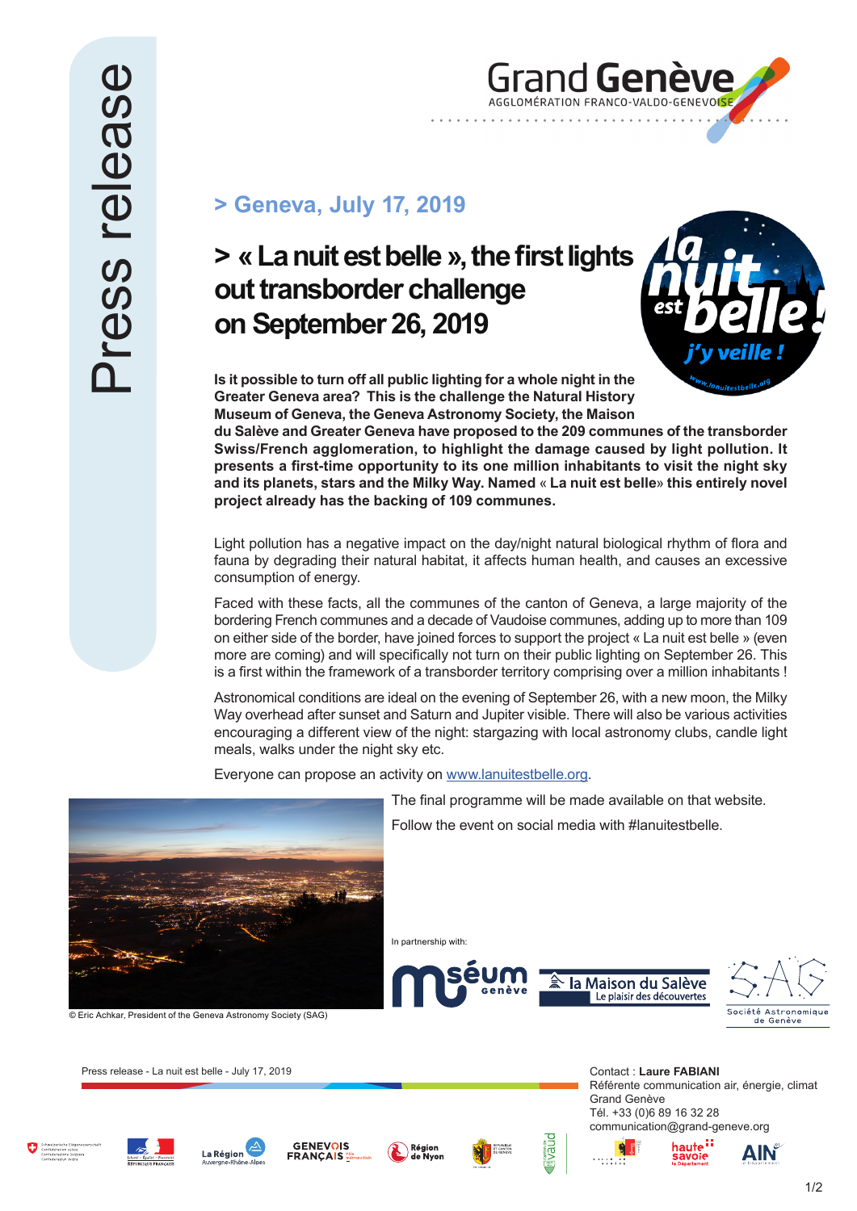Press release

Grand Genève
AGGLOMÉRATION FRANCO-VALDO-GENEVOISE

## > Geneva, July 17, 2019

# > « La nuit est belle », the first lights out transborder challenge on September 26, 2019

**Is it possible to turn off all public lighting for a whole night in the Greater Geneva area? This is the challenge the Natural History Museum of Geneva, the Geneva Astronomy Society, the Maison du Salève and Greater Geneva have proposed to the 209 communes of the transborder Swiss/French agglomeration, to highlight the damage caused by light pollution. It presents a first-time opportunity to its one million inhabitants to visit the night sky and its planets, stars and the Milky Way. Named « La nuit est belle» this entirely novel project already has the backing of 109 communes.**

Light pollution has a negative impact on the day/night natural biological rhythm of flora and fauna by degrading their natural habitat, it affects human health, and causes an excessive consumption of energy.

Faced with these facts, all the communes of the canton of Geneva, a large majority of the bordering French communes and a decade of Vaudoise communes, adding up to more than 109 on either side of the border, have joined forces to support the project « La nuit est belle » (even more are coming) and will specifically not turn on their public lighting on September 26. This is a first within the framework of a transborder territory comprising over a million inhabitants !

Astronomical conditions are ideal on the evening of September 26, with a new moon, the Milky Way overhead after sunset and Saturn and Jupiter visible. There will also be various activities encouraging a different view of the night: stargazing with local astronomy clubs, candle light meals, walks under the night sky etc.

Everyone can propose an activity on www.lanuitestbelle.org.

The final programme will be made available on that website.

Follow the event on social media with #lanuitestbelle.

© Eric Achkar, President of the Geneva Astronomy Society (SAG)

In partnership with:

Press release - La nuit est belle - July 17, 2019

Contact : **Laure FABIANI**
Référente communication air, énergie, climat
Grand Genève
Tél. +33 (0)6 89 16 32 28
communication@grand-geneve.org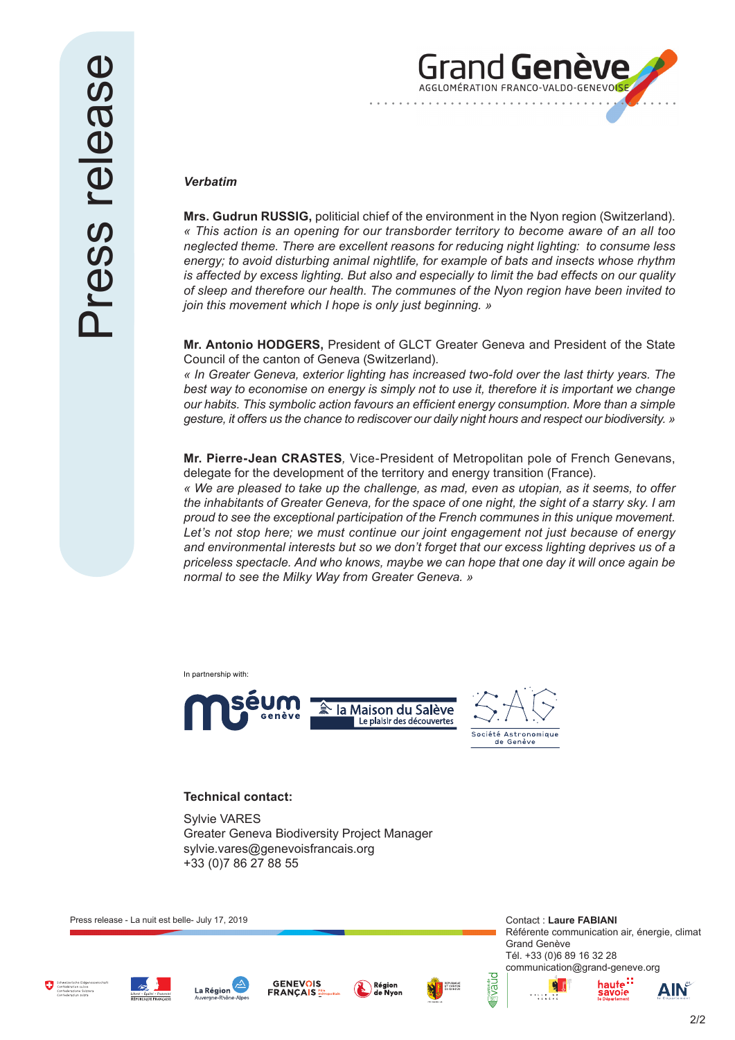### *Verbatim*

**Mrs. Gudrun RUSSIG,** poliicial chief of the environment in the Nyon region (Switzerland).
*« This action is an opening for our transborder territory to become aware of an all too neglected theme. There are excellent reasons for reducing night lighting: to consume less energy; to avoid disturbing animal nightlife, for example of bats and insects whose rhythm is affected by excess lighting. But also and especially to limit the bad effects on our quality of sleep and therefore our health. The communes of the Nyon region have been invited to join this movement which I hope is only just beginning. »*

**Mr. Antonio HODGERS,** President of GLCT Greater Geneva and President of the State Council of the canton of Geneva (Switzerland).
*« In Greater Geneva, exterior lighting has increased two-fold over the last thirty years. The best way to economise on energy is simply not to use it, therefore it is important we change our habits. This symbolic action favours an efficient energy consumption. More than a simple gesture, it offers us the chance to rediscover our daily night hours and respect our biodiversity. »*

**Mr. Pierre-Jean CRASTES**, Vice-President of Metropolitan pole of French Genevans, delegate for the development of the territory and energy transition (France).
*« We are pleased to take up the challenge, as mad, even as utopian, as it seems, to offer the inhabitants of Greater Geneva, for the space of one night, the sight of a starry sky. I am proud to see the exceptional participation of the French communes in this unique movement. Let's not stop here; we must continue our joint engagement not just because of energy and environmental interests but so we don't forget that our excess lighting deprives us of a priceless spectacle. And who knows, maybe we can hope that one day it will once again be normal to see the Milky Way from Greater Geneva. »*

In partnership with:

**Technical contact:**

Sylvie VARES
Greater Geneva Biodiversity Project Manager
sylvie.vares@genevoisfrancais.org
+33 (0)7 86 27 88 55

Press release - La nuit est belle- July 17, 2019

Contact : **Laure FABIANI**
Référente communication air, énergie, climat
Grand Genève
Tél. +33 (0)6 89 16 32 28
communication@grand-geneve.org